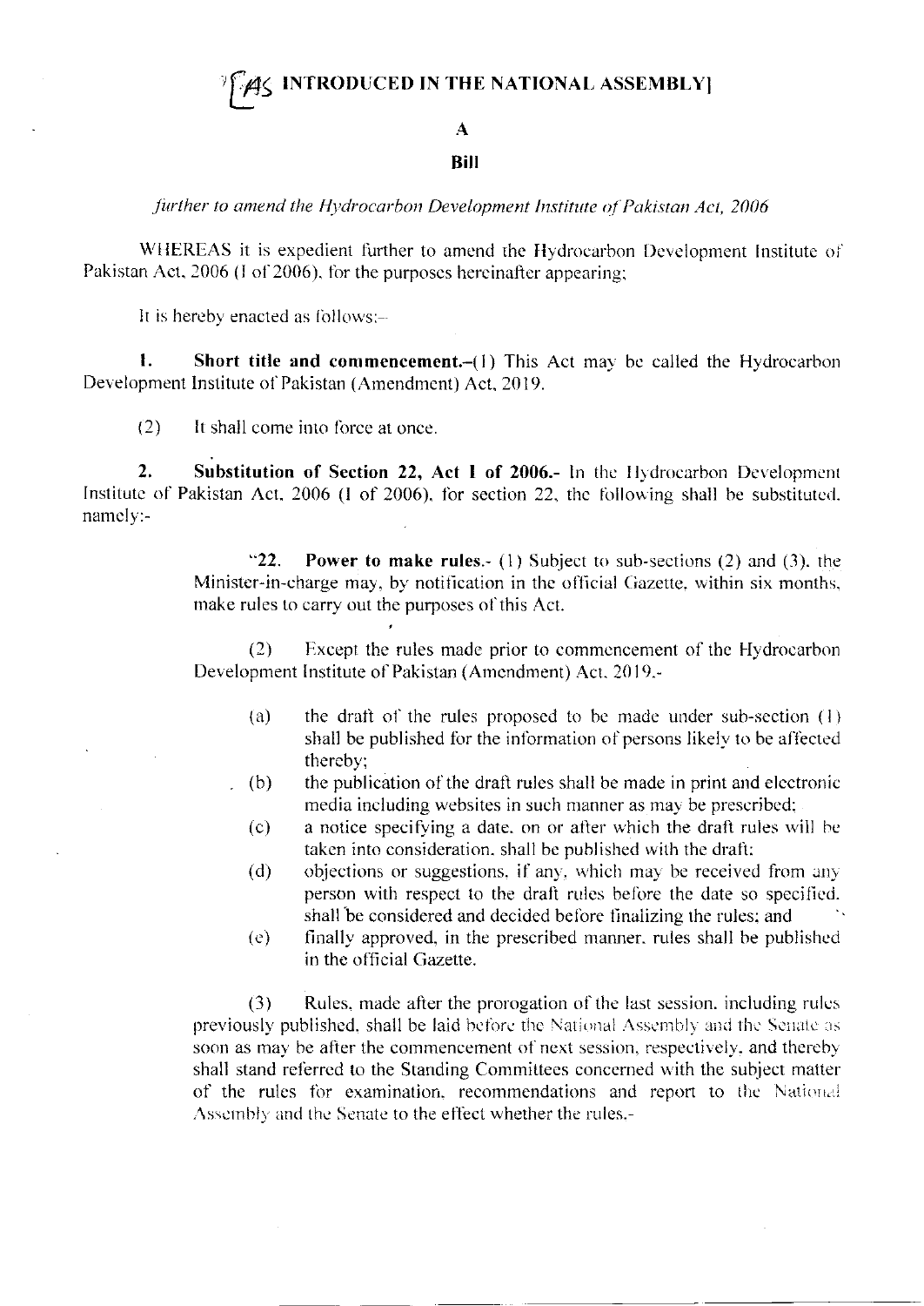[AS INTRODUCED IN THE NATIONAL ASSEMBLY]

# A

## Bill

*further to amend the Hydrocarbon Development Institute of Pakistan Act, 2006*

WHEREAS it is expedient further to amend the Hydrocarbon Development Institute of Pakistan Act, 2006 (I of 2006), for the purposes hereinafter appearing;

It is hereby enacted as follows:–

**1. Short title and commencement.**–(1) This Act may be called the Hydrocarbon Development Institute of Pakistan (Amendment) Act, 2019.

(2) It shall come into force at once.

**2. Substitution of Section 22, Act I of 2006.-** In the Hydrocarbon Development Institute of Pakistan Act, 2006 (I of 2006), for section 22, the following shall be substituted, namely:-

> "**22. Power to make rules.**- (1) Subject to sub-sections (2) and (3), the Minister-in-charge may, by notification in the official Gazette, within six months, make rules to carry out the purposes of this Act.
>
> (2) Except the rules made prior to commencement of the Hydrocarbon Development Institute of Pakistan (Amendment) Act, 2019,-
>
> (a) the draft of the rules proposed to be made under sub-section (1) shall be published for the information of persons likely to be affected thereby;
>
> (b) the publication of the draft rules shall be made in print and electronic media including websites in such manner as may be prescribed;
>
> (c) a notice specifying a date, on or after which the draft rules will be taken into consideration, shall be published with the draft;
>
> (d) objections or suggestions, if any, which may be received from any person with respect to the draft rules before the date so specified, shall be considered and decided before finalizing the rules; and
>
> (e) finally approved, in the prescribed manner, rules shall be published in the official Gazette.
>
> (3) Rules, made after the prorogation of the last session, including rules previously published, shall be laid before the National Assembly and the Senate as soon as may be after the commencement of next session, respectively, and thereby shall stand referred to the Standing Committees concerned with the subject matter of the rules for examination, recommendations and report to the National Assembly and the Senate to the effect whether the rules,-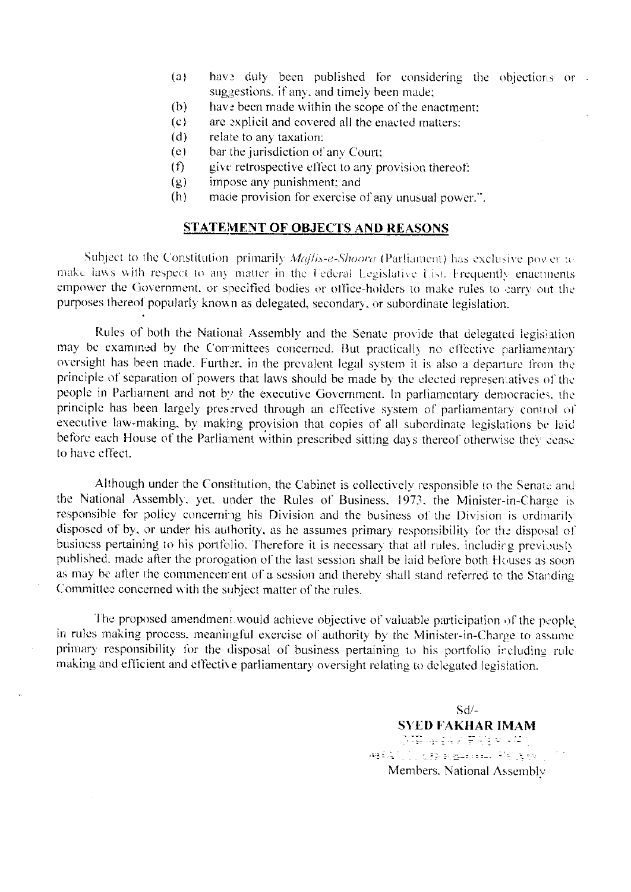(a) have duly been published for considering the objections or suggestions, if any, and timely been made;
(b) have been made within the scope of the enactment;
(c) are explicit and covered all the enacted matters;
(d) relate to any taxation;
(e) bar the jurisdiction of any Court;
(f) give retrospective effect to any provision thereof;
(g) impose any punishment; and
(h) made provision for exercise of any unusual power.".

## STATEMENT OF OBJECTS AND REASONS

Subject to the Constitution primarily *Majlis-e-Shoora* (Parliament) has exclusive power to make laws with respect to any matter in the Federal Legislative List. Frequently enactments empower the Government, or specified bodies or office-holders to make rules to carry out the purposes thereof popularly known as delegated, secondary, or subordinate legislation.

Rules of both the National Assembly and the Senate provide that delegated legislation may be examined by the Committees concerned. But practically no effective parliamentary oversight has been made. Further, in the prevalent legal system it is also a departure from the principle of separation of powers that laws should be made by the elected representatives of the people in Parliament and not by the executive Government. In parliamentary democracies, the principle has been largely preserved through an effective system of parliamentary control of executive law-making, by making provision that copies of all subordinate legislations be laid before each House of the Parliament within prescribed sitting days thereof otherwise they cease to have effect.

Although under the Constitution, the Cabinet is collectively responsible to the Senate and the National Assembly, yet, under the Rules of Business, 1973, the Minister-in-Charge is responsible for policy concerning his Division and the business of the Division is ordinarily disposed of by, or under his authority, as he assumes primary responsibility for the disposal of business pertaining to his portfolio. Therefore it is necessary that all rules, including previously published, made after the prorogation of the last session shall be laid before both Houses as soon as may be after the commencement of a session and thereby shall stand referred to the Standing Committee concerned with the subject matter of the rules.

The proposed amendment would achieve objective of valuable participation of the people in rules making process, meaningful exercise of authority by the Minister-in-Charge to assume primary responsibility for the disposal of business pertaining to his portfolio including rule making and efficient and effective parliamentary oversight relating to delegated legislation.

Sd/-
**SYED FAKHAR IMAM**

Members, National Assembly